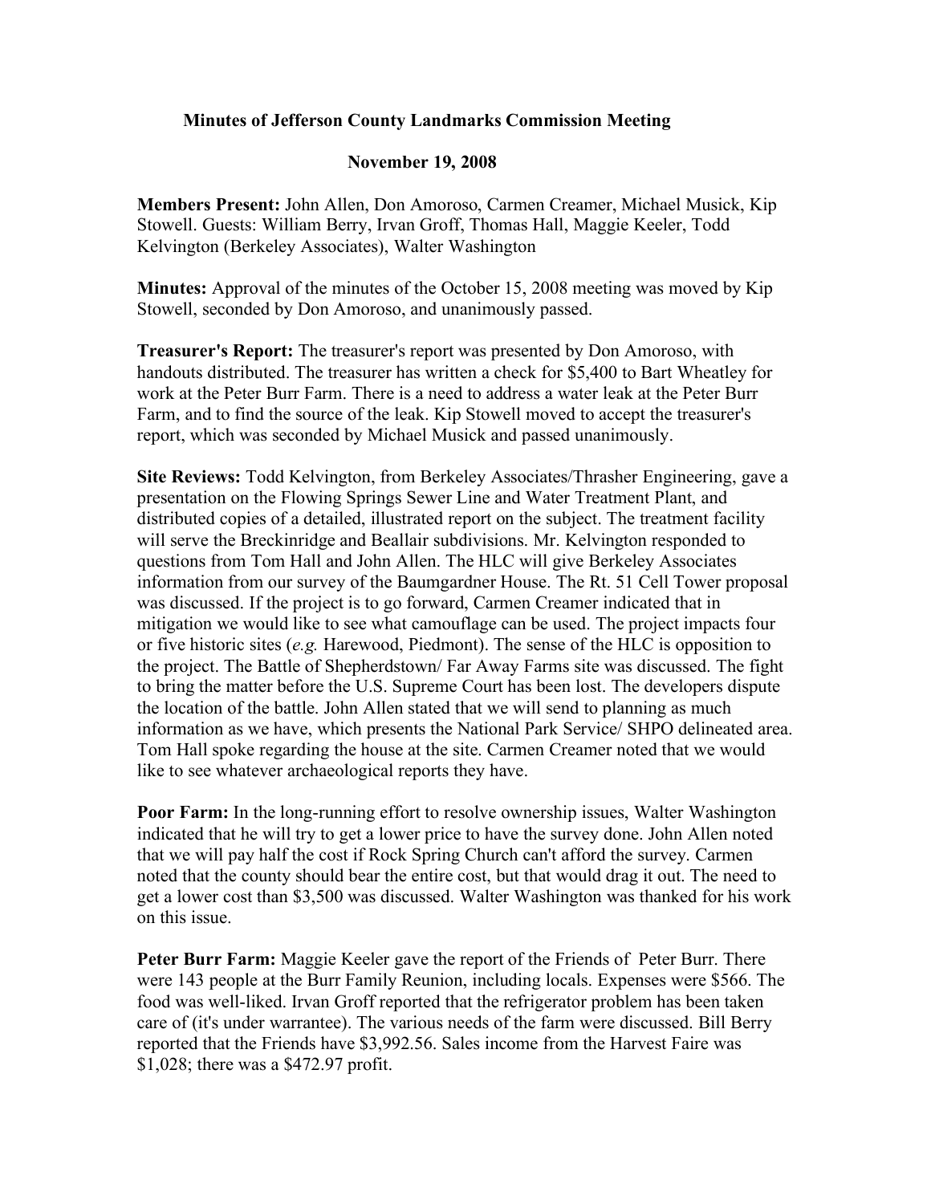# Minutes of Jefferson County Landmarks Commission Meeting

## November 19, 2008

**Members Present:** John Allen, Don Amoroso, Carmen Creamer, Michael Musick, Kip Stowell. Guests: William Berry, Irvan Groff, Thomas Hall, Maggie Keeler, Todd Kelvington (Berkeley Associates), Walter Washington

**Minutes:** Approval of the minutes of the October 15, 2008 meeting was moved by Kip Stowell, seconded by Don Amoroso, and unanimously passed.

**Treasurer's Report:** The treasurer's report was presented by Don Amoroso, with handouts distributed. The treasurer has written a check for $5,400 to Bart Wheatley for work at the Peter Burr Farm. There is a need to address a water leak at the Peter Burr Farm, and to find the source of the leak. Kip Stowell moved to accept the treasurer's report, which was seconded by Michael Musick and passed unanimously.

**Site Reviews:** Todd Kelvington, from Berkeley Associates/Thrasher Engineering, gave a presentation on the Flowing Springs Sewer Line and Water Treatment Plant, and distributed copies of a detailed, illustrated report on the subject. The treatment facility will serve the Breckinridge and Beallair subdivisions. Mr. Kelvington responded to questions from Tom Hall and John Allen. The HLC will give Berkeley Associates information from our survey of the Baumgardner House. The Rt. 51 Cell Tower proposal was discussed. If the project is to go forward, Carmen Creamer indicated that in mitigation we would like to see what camouflage can be used. The project impacts four or five historic sites (*e.g.* Harewood, Piedmont). The sense of the HLC is opposition to the project. The Battle of Shepherdstown/ Far Away Farms site was discussed. The fight to bring the matter before the U.S. Supreme Court has been lost. The developers dispute the location of the battle. John Allen stated that we will send to planning as much information as we have, which presents the National Park Service/ SHPO delineated area. Tom Hall spoke regarding the house at the site. Carmen Creamer noted that we would like to see whatever archaeological reports they have.

**Poor Farm:** In the long-running effort to resolve ownership issues, Walter Washington indicated that he will try to get a lower price to have the survey done. John Allen noted that we will pay half the cost if Rock Spring Church can't afford the survey. Carmen noted that the county should bear the entire cost, but that would drag it out. The need to get a lower cost than $3,500 was discussed. Walter Washington was thanked for his work on this issue.

**Peter Burr Farm:** Maggie Keeler gave the report of the Friends of Peter Burr. There were 143 people at the Burr Family Reunion, including locals. Expenses were $566. The food was well-liked. Irvan Groff reported that the refrigerator problem has been taken care of (it's under warrantee). The various needs of the farm were discussed. Bill Berry reported that the Friends have $3,992.56. Sales income from the Harvest Faire was $1,028; there was a $472.97 profit.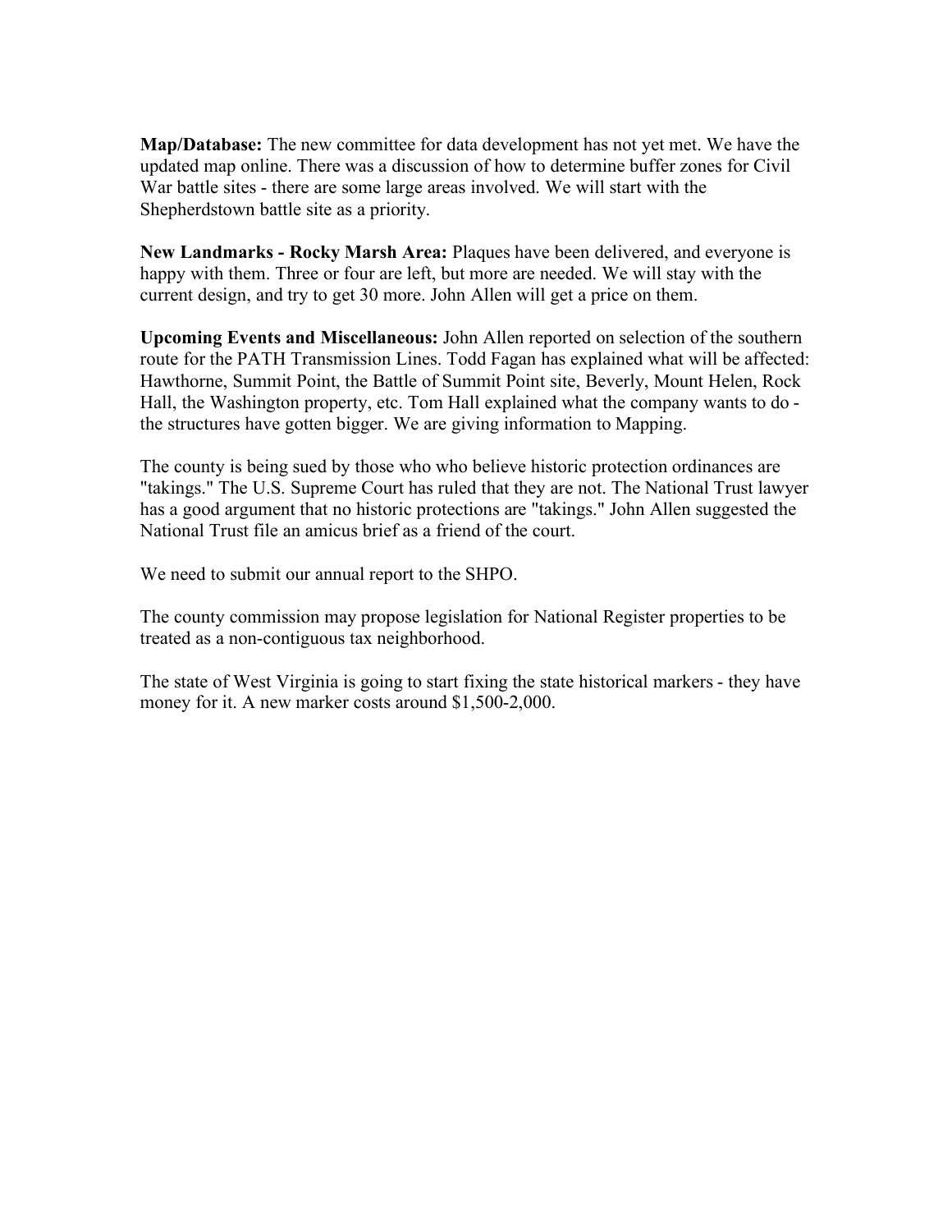**Map/Database:** The new committee for data development has not yet met. We have the updated map online. There was a discussion of how to determine buffer zones for Civil War battle sites - there are some large areas involved. We will start with the Shepherdstown battle site as a priority.

**New Landmarks - Rocky Marsh Area:** Plaques have been delivered, and everyone is happy with them. Three or four are left, but more are needed. We will stay with the current design, and try to get 30 more. John Allen will get a price on them.

**Upcoming Events and Miscellaneous:** John Allen reported on selection of the southern route for the PATH Transmission Lines. Todd Fagan has explained what will be affected: Hawthorne, Summit Point, the Battle of Summit Point site, Beverly, Mount Helen, Rock Hall, the Washington property, etc. Tom Hall explained what the company wants to do - the structures have gotten bigger. We are giving information to Mapping.

The county is being sued by those who who believe historic protection ordinances are "takings." The U.S. Supreme Court has ruled that they are not. The National Trust lawyer has a good argument that no historic protections are "takings." John Allen suggested the National Trust file an amicus brief as a friend of the court.

We need to submit our annual report to the SHPO.

The county commission may propose legislation for National Register properties to be treated as a non-contiguous tax neighborhood.

The state of West Virginia is going to start fixing the state historical markers - they have money for it. A new marker costs around $1,500-2,000.